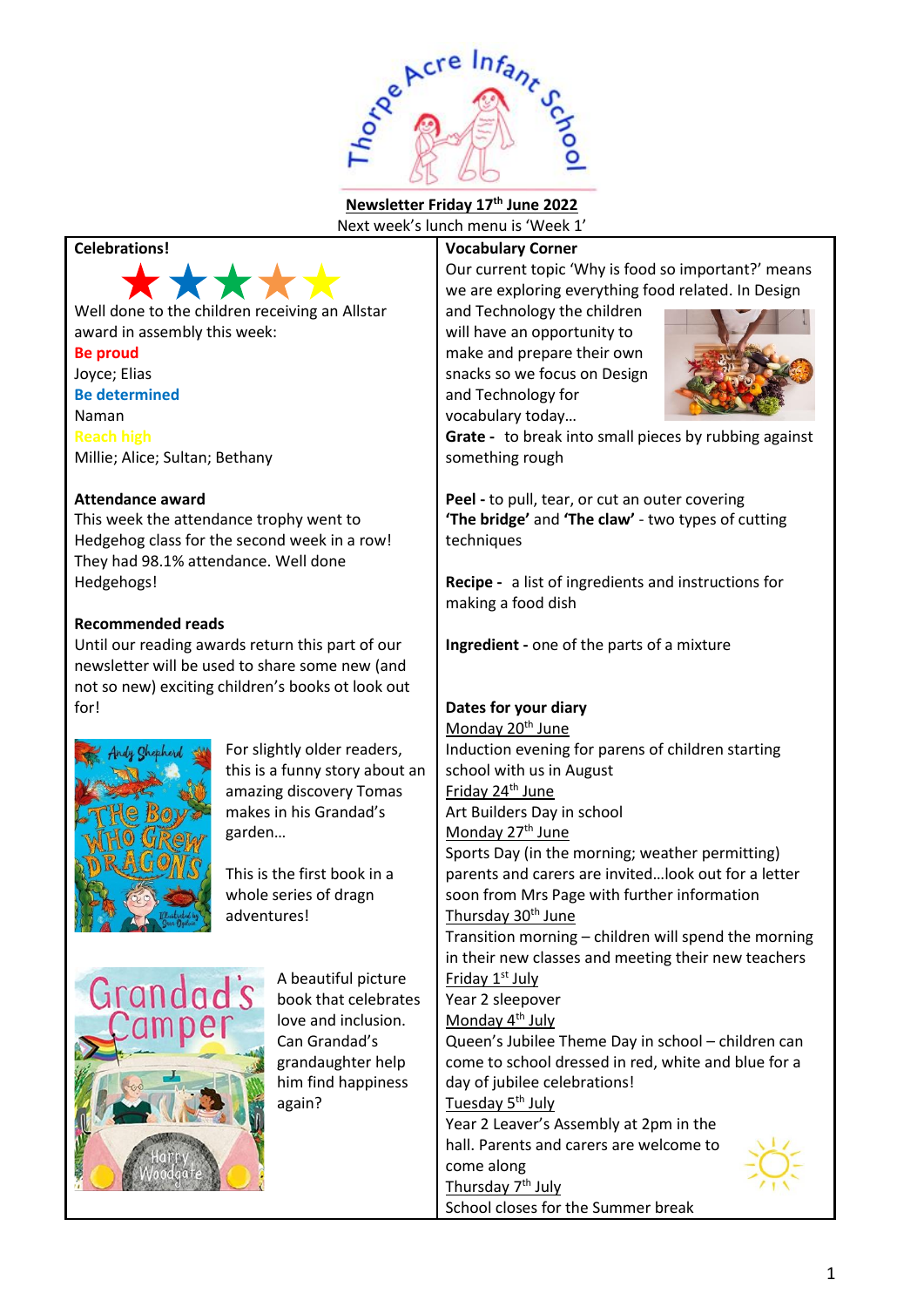**Newsletter Friday 17th June 2022**

Next week's lunch menu is 'Week 1'

## Celebrations!

Well done to the children receiving an Allstar award in assembly this week:

**Be proud**
Joyce; Elias

**Be determined**
Naman

**Reach high**
Millie; Alice; Sultan; Bethany

## Attendance award

This week the attendance trophy went to Hedgehog class for the second week in a row! They had 98.1% attendance. Well done Hedgehogs!

## Recommended reads

Until our reading awards return this part of our newsletter will be used to share some new (and not so new) exciting children's books ot look out for!

For slightly older readers, this is a funny story about an amazing discovery Tomas makes in his Grandad's garden…

This is the first book in a whole series of dragn adventures!

A beautiful picture book that celebrates love and inclusion. Can Grandad's grandaughter help him find happiness again?

## Vocabulary Corner

Our current topic 'Why is food so important?' means we are exploring everything food related. In Design and Technology the children will have an opportunity to make and prepare their own snacks so we focus on Design and Technology for vocabulary today…

**Grate -** to break into small pieces by rubbing against something rough

**Peel -** to pull, tear, or cut an outer covering

**'The bridge'** and **'The claw'** - two types of cutting techniques

**Recipe -** a list of ingredients and instructions for making a food dish

**Ingredient -** one of the parts of a mixture

## Dates for your diary

Monday 20th June
Induction evening for parens of children starting school with us in August

Friday 24th June
Art Builders Day in school

Monday 27th June
Sports Day (in the morning; weather permitting) parents and carers are invited…look out for a letter soon from Mrs Page with further information

Thursday 30th June
Transition morning – children will spend the morning in their new classes and meeting their new teachers

Friday 1st July
Year 2 sleepover

Monday 4th July
Queen's Jubilee Theme Day in school – children can come to school dressed in red, white and blue for a day of jubilee celebrations!

Tuesday 5th July
Year 2 Leaver's Assembly at 2pm in the hall. Parents and carers are welcome to come along

Thursday 7th July
School closes for the Summer break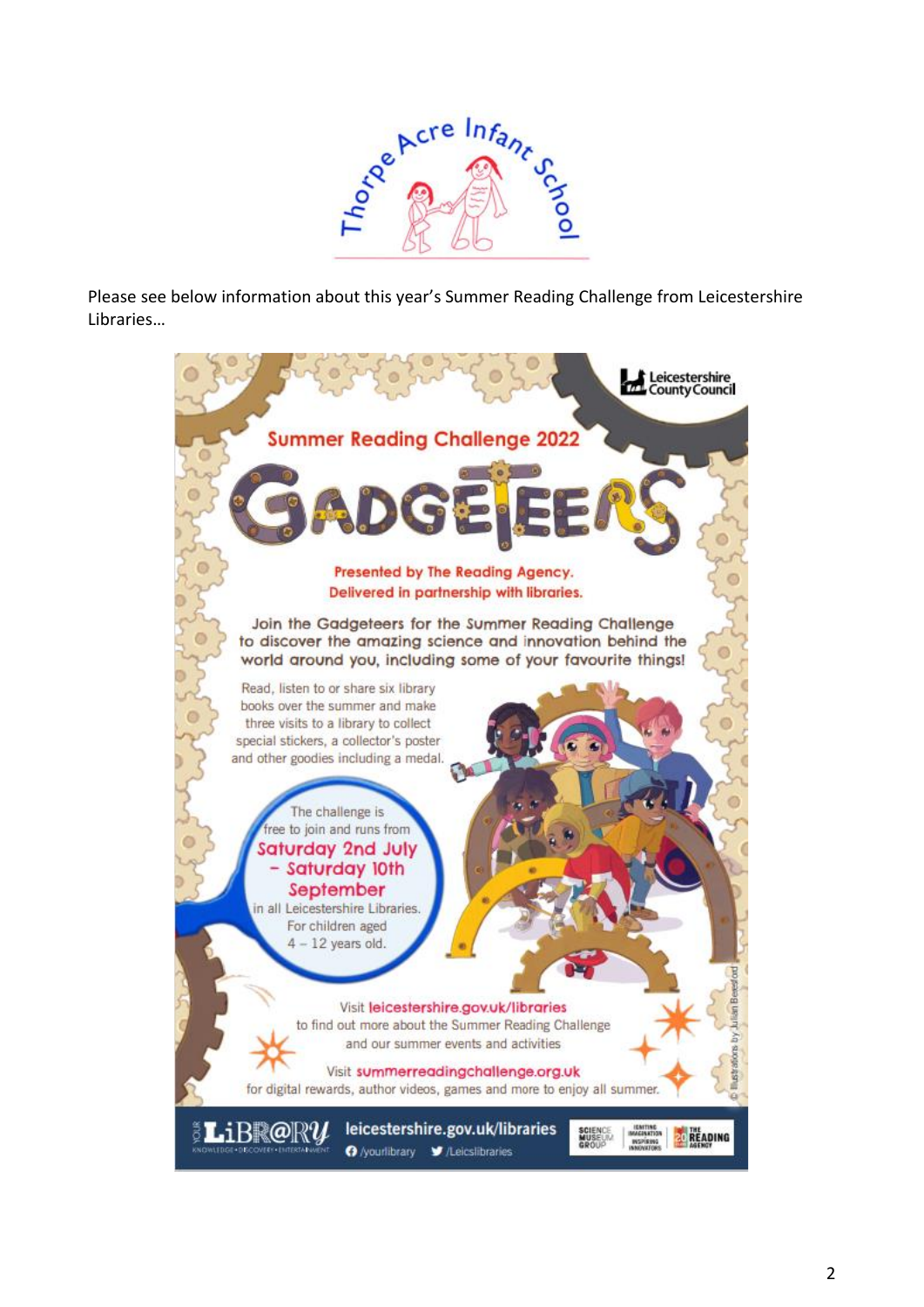Thorpe Acre Infant School

Please see below information about this year's Summer Reading Challenge from Leicestershire Libraries…

Leicestershire County Council

## Summer Reading Challenge 2022

# GADGETEERS

**Presented by The Reading Agency.**
**Delivered in partnership with libraries.**

Join the Gadgeteers for the Summer Reading Challenge to discover the amazing science and innovation behind the world around you, including some of your favourite things!

Read, listen to or share six library books over the summer and make three visits to a library to collect special stickers, a collector's poster and other goodies including a medal.

The challenge is free to join and runs from **Saturday 2nd July – Saturday 10th September** in all Leicestershire Libraries. For children aged 4 – 12 years old.

Visit **leicestershire.gov.uk/libraries** to find out more about the Summer Reading Challenge and our summer events and activities

Visit **summerreadingchallenge.org.uk** for digital rewards, author videos, games and more to enjoy all summer.

© Illustrations by Julian Beresford

YOUR LiBR@RY – KNOWLEDGE • DISCOVERY • ENTERTAINMENT

leicestershire.gov.uk/libraries

/yourlibrary /Leicslibraries

SCIENCE MUSEUM GROUP | IGNITING IMAGINATION INSPIRING INNOVATORS | THE READING AGENCY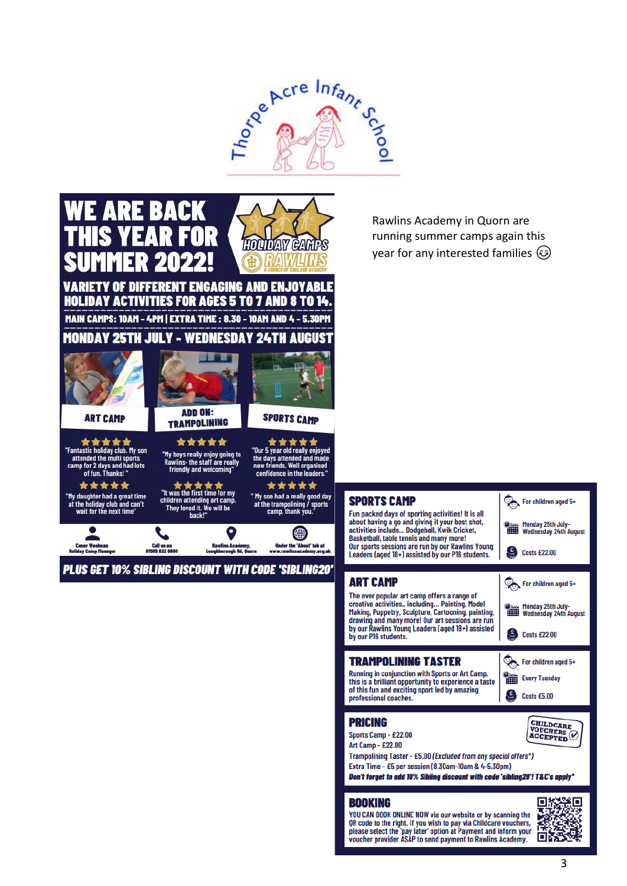Thorpe Acre Infant School

# WE ARE BACK THIS YEAR FOR SUMMER 2022!

HOLIDAY CAMPS RAWLINS A CHURCH OF ENGLAND ACADEMY

## VARIETY OF DIFFERENT ENGAGING AND ENJOYABLE HOLIDAY ACTIVITIES FOR AGES 5 TO 7 AND 8 TO 14.

MAIN CAMPS: 10AM - 4PM | EXTRA TIME : 8.30 - 10AM AND 4 - 5.30PM

MONDAY 25TH JULY - WEDNESDAY 24TH AUGUST

ART CAMP | ADD ON: TRAMPOLINING | SPORTS CAMP

★★★★★ "Fantastic holiday club. My son attended the multi sports camp for 2 days and had lots of fun. Thanks! "

★★★★★ "My boys really enjoy going to Rawlins- the staff are really friendly and welcoming"

★★★★★ "Our 5 year old really enjoyed the days attended and made new friends. Well organised and gave him confidence in the leaders."

★★★★★ "My daughter had a great time at the holiday club and can't wait for the next time"

★★★★★ "It was the first time for my children attending art camp. They loved it. We will be back!"

★★★★★ " My son had a really good day at the trampolining / sports camp, thank you."

Conor Woolman Holiday Camp Manager | Call us on 01509 622 8000 | Rawlins Academy, Loughborough Rd, Quorn | Under the 'About' tab at www.rawlinsacademy.org.uk

**PLUS GET 10% SIBLING DISCOUNT WITH CODE 'SIBLING20'**

Rawlins Academy in Quorn are running summer camps again this year for any interested families 😊

## SPORTS CAMP

Fun packed days of sporting activities! It is all about having a go and giving it your best shot, activities include... Dodgeball, Kwik Cricket, Basketball, table tennis and many more! Our sports sessions are run by our Rawlins Young Leaders (aged 18+) assisted by our P16 students.

For children aged 5+

Monday 25th July-Wednesday 24th August

Costs £22.00

## ART CAMP

The ever popular art camp offers a range of creative activities., including... Painting, Model Making, Puppetry, Sculpture, Cartooning, painting, drawing and many more! Our art sessions are run by our Rawlins Young Leaders (aged 18+) assisted by our P16 students.

For children aged 5+

Monday 25th July-Wednesday 24th August

Costs £22.00

## TRAMPOLINING TASTER

Running in conjunction with Sports or Art Camp, this is a brilliant opportunity to experience a taste of this fun and exciting sport led by amazing professional coaches.

For children aged 5+

Every Tuesday

Costs £5.00

## PRICING

CHILDCARE VOUCHERS ACCEPTED

Sports Camp - £22.00
Art Camp - £22.00
Trampolining Taster - £5.00 *(Excluded from any special offers*)*
Extra Time - £5 per session (8.30am-10am & 4-5.30pm)

***Don't forget to add 10% Sibling discount with code 'sibling20'! T&C's apply****

## BOOKING

YOU CAN BOOK ONLINE NOW via our website or by scanning the QR code to the right. If you wish to pay via Childcare vouchers, please select the 'pay later' option at Payment and inform your voucher provider ASAP to send payment to Rawlins Academy.